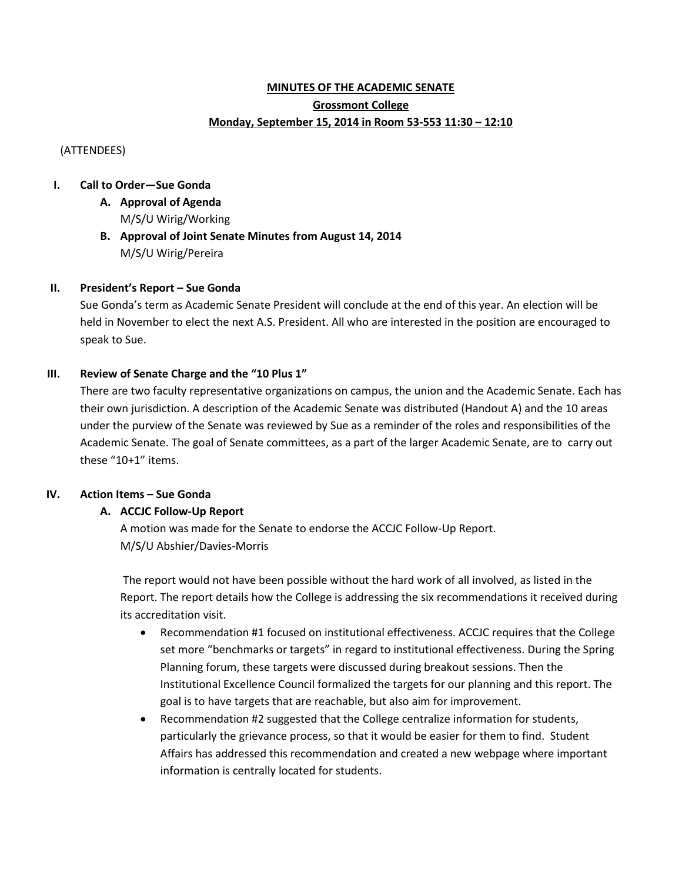**MINUTES OF THE ACADEMIC SENATE**

**Grossmont College**

**Monday, September 15, 2014 in Room 53-553 11:30 – 12:10**

(ATTENDEES)

**I. Call to Order—Sue Gonda**

**A. Approval of Agenda**
M/S/U Wirig/Working

**B. Approval of Joint Senate Minutes from August 14, 2014**
M/S/U Wirig/Pereira

**II. President's Report – Sue Gonda**

Sue Gonda's term as Academic Senate President will conclude at the end of this year. An election will be held in November to elect the next A.S. President. All who are interested in the position are encouraged to speak to Sue.

**III. Review of Senate Charge and the "10 Plus 1"**

There are two faculty representative organizations on campus, the union and the Academic Senate. Each has their own jurisdiction. A description of the Academic Senate was distributed (Handout A) and the 10 areas under the purview of the Senate was reviewed by Sue as a reminder of the roles and responsibilities of the Academic Senate. The goal of Senate committees, as a part of the larger Academic Senate, are to carry out these "10+1" items.

**IV. Action Items – Sue Gonda**

**A. ACCJC Follow-Up Report**

A motion was made for the Senate to endorse the ACCJC Follow-Up Report.
M/S/U Abshier/Davies-Morris

The report would not have been possible without the hard work of all involved, as listed in the Report. The report details how the College is addressing the six recommendations it received during its accreditation visit.

- Recommendation #1 focused on institutional effectiveness. ACCJC requires that the College set more "benchmarks or targets" in regard to institutional effectiveness. During the Spring Planning forum, these targets were discussed during breakout sessions. Then the Institutional Excellence Council formalized the targets for our planning and this report. The goal is to have targets that are reachable, but also aim for improvement.
- Recommendation #2 suggested that the College centralize information for students, particularly the grievance process, so that it would be easier for them to find. Student Affairs has addressed this recommendation and created a new webpage where important information is centrally located for students.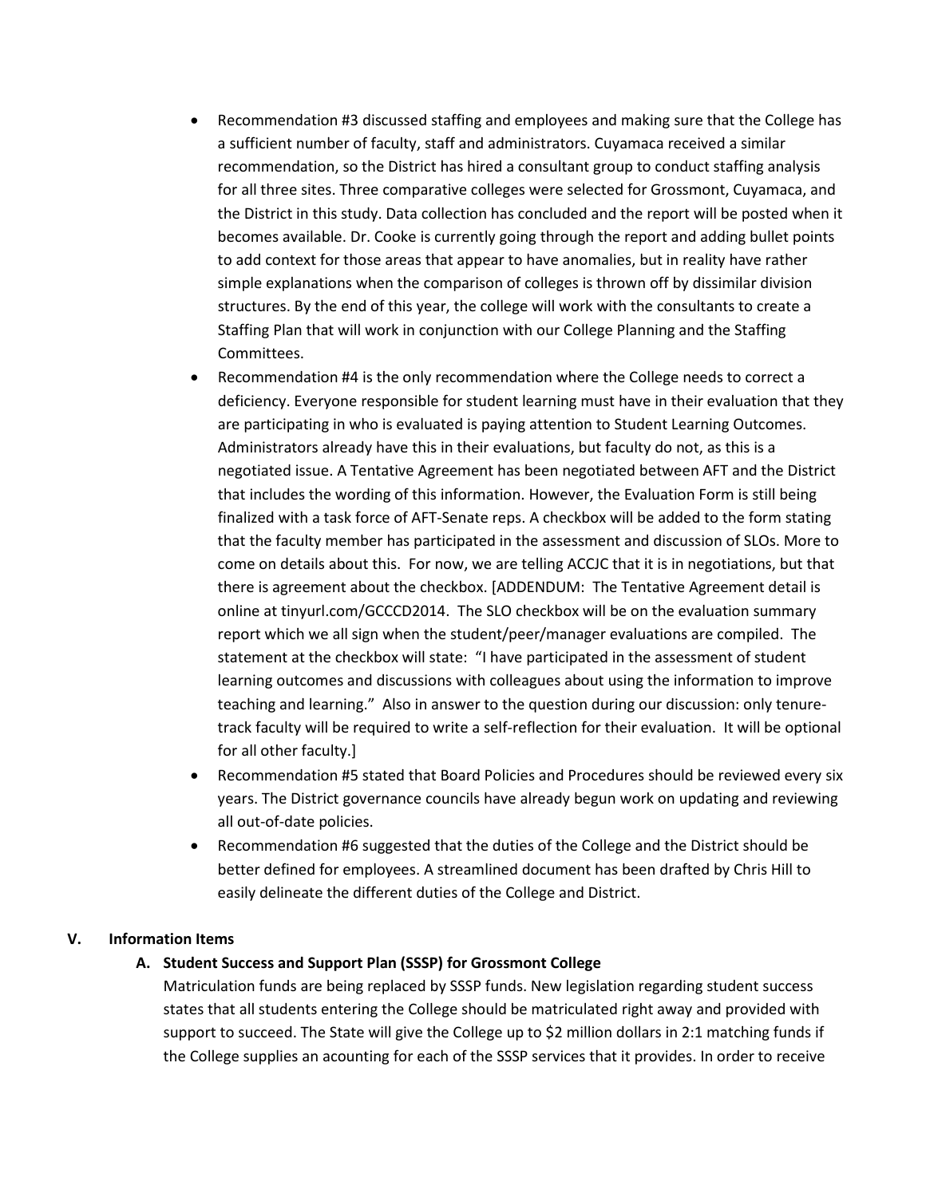- Recommendation #3 discussed staffing and employees and making sure that the College has a sufficient number of faculty, staff and administrators. Cuyamaca received a similar recommendation, so the District has hired a consultant group to conduct staffing analysis for all three sites. Three comparative colleges were selected for Grossmont, Cuyamaca, and the District in this study. Data collection has concluded and the report will be posted when it becomes available. Dr. Cooke is currently going through the report and adding bullet points to add context for those areas that appear to have anomalies, but in reality have rather simple explanations when the comparison of colleges is thrown off by dissimilar division structures. By the end of this year, the college will work with the consultants to create a Staffing Plan that will work in conjunction with our College Planning and the Staffing Committees.
- Recommendation #4 is the only recommendation where the College needs to correct a deficiency. Everyone responsible for student learning must have in their evaluation that they are participating in who is evaluated is paying attention to Student Learning Outcomes. Administrators already have this in their evaluations, but faculty do not, as this is a negotiated issue. A Tentative Agreement has been negotiated between AFT and the District that includes the wording of this information. However, the Evaluation Form is still being finalized with a task force of AFT-Senate reps. A checkbox will be added to the form stating that the faculty member has participated in the assessment and discussion of SLOs. More to come on details about this. For now, we are telling ACCJC that it is in negotiations, but that there is agreement about the checkbox. [ADDENDUM: The Tentative Agreement detail is online at tinyurl.com/GCCCD2014. The SLO checkbox will be on the evaluation summary report which we all sign when the student/peer/manager evaluations are compiled. The statement at the checkbox will state: "I have participated in the assessment of student learning outcomes and discussions with colleagues about using the information to improve teaching and learning." Also in answer to the question during our discussion: only tenure-track faculty will be required to write a self-reflection for their evaluation. It will be optional for all other faculty.]
- Recommendation #5 stated that Board Policies and Procedures should be reviewed every six years. The District governance councils have already begun work on updating and reviewing all out-of-date policies.
- Recommendation #6 suggested that the duties of the College and the District should be better defined for employees. A streamlined document has been drafted by Chris Hill to easily delineate the different duties of the College and District.

## V. Information Items

### A. Student Success and Support Plan (SSSP) for Grossmont College

Matriculation funds are being replaced by SSSP funds. New legislation regarding student success states that all students entering the College should be matriculated right away and provided with support to succeed. The State will give the College up to $2 million dollars in 2:1 matching funds if the College supplies an acounting for each of the SSSP services that it provides. In order to receive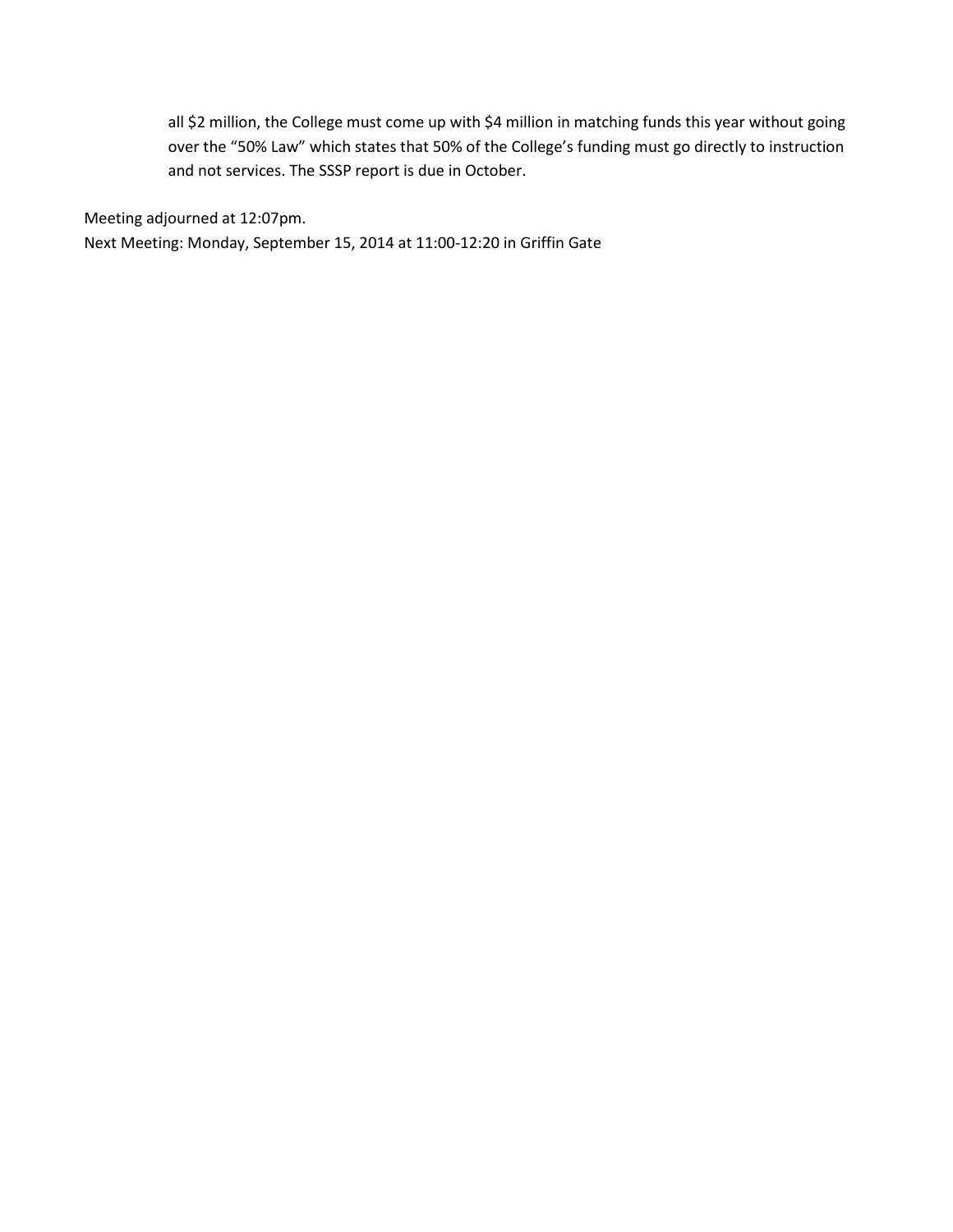all $2 million, the College must come up with $4 million in matching funds this year without going over the "50% Law" which states that 50% of the College's funding must go directly to instruction and not services. The SSSP report is due in October.

Meeting adjourned at 12:07pm.
Next Meeting: Monday, September 15, 2014 at 11:00-12:20 in Griffin Gate